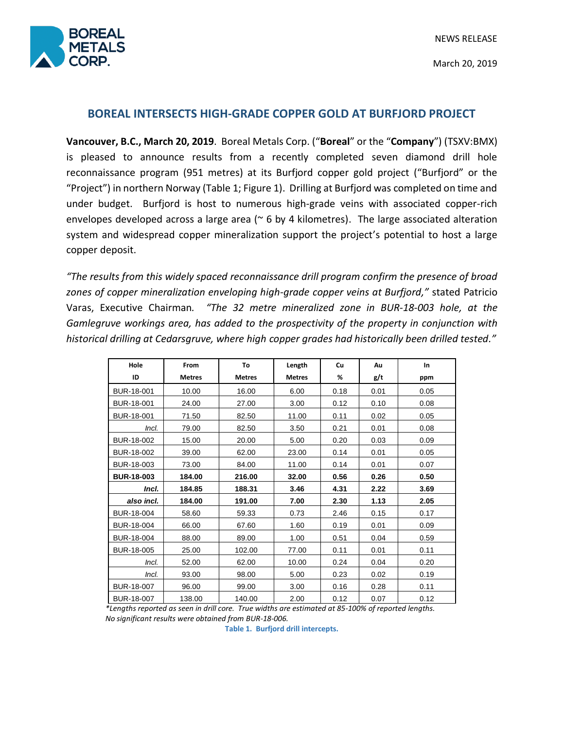NEWS RELEASE

March 20, 2019

## BOREAL INTERSECTS HIGH-GRADE COPPER GOLD AT BURFJORD PROJECT

**Vancouver, B.C., March 20, 2019**. Boreal Metals Corp. ("**Boreal**" or the "**Company**") (TSXV:BMX) is pleased to announce results from a recently completed seven diamond drill hole reconnaissance program (951 metres) at its Burfjord copper gold project ("Burfjord" or the "Project") in northern Norway (Table 1; Figure 1). Drilling at Burfjord was completed on time and under budget. Burfjord is host to numerous high-grade veins with associated copper-rich envelopes developed across a large area (~ 6 by 4 kilometres). The large associated alteration system and widespread copper mineralization support the project's potential to host a large copper deposit.

*"The results from this widely spaced reconnaissance drill program confirm the presence of broad zones of copper mineralization enveloping high-grade copper veins at Burfjord,"* stated Patricio Varas, Executive Chairman. *"The 32 metre mineralized zone in BUR-18-003 hole, at the Gamlegruve workings area, has added to the prospectivity of the property in conjunction with historical drilling at Cedarsgruve, where high copper grades had historically been drilled tested."*

| Hole ID | From Metres | To Metres | Length Metres | Cu % | Au g/t | In ppm |
|---|---|---|---|---|---|---|
| BUR-18-001 | 10.00 | 16.00 | 6.00 | 0.18 | 0.01 | 0.05 |
| BUR-18-001 | 24.00 | 27.00 | 3.00 | 0.12 | 0.10 | 0.08 |
| BUR-18-001 | 71.50 | 82.50 | 11.00 | 0.11 | 0.02 | 0.05 |
| *Incl.* | 79.00 | 82.50 | 3.50 | 0.21 | 0.01 | 0.08 |
| BUR-18-002 | 15.00 | 20.00 | 5.00 | 0.20 | 0.03 | 0.09 |
| BUR-18-002 | 39.00 | 62.00 | 23.00 | 0.14 | 0.01 | 0.05 |
| BUR-18-003 | 73.00 | 84.00 | 11.00 | 0.14 | 0.01 | 0.07 |
| **BUR-18-003** | **184.00** | **216.00** | **32.00** | **0.56** | **0.26** | **0.50** |
| ***Incl.*** | **184.85** | **188.31** | **3.46** | **4.31** | **2.22** | **3.69** |
| ***also incl.*** | **184.00** | **191.00** | **7.00** | **2.30** | **1.13** | **2.05** |
| BUR-18-004 | 58.60 | 59.33 | 0.73 | 2.46 | 0.15 | 0.17 |
| BUR-18-004 | 66.00 | 67.60 | 1.60 | 0.19 | 0.01 | 0.09 |
| BUR-18-004 | 88.00 | 89.00 | 1.00 | 0.51 | 0.04 | 0.59 |
| BUR-18-005 | 25.00 | 102.00 | 77.00 | 0.11 | 0.01 | 0.11 |
| *Incl.* | 52.00 | 62.00 | 10.00 | 0.24 | 0.04 | 0.20 |
| *Incl.* | 93.00 | 98.00 | 5.00 | 0.23 | 0.02 | 0.19 |
| BUR-18-007 | 96.00 | 99.00 | 3.00 | 0.16 | 0.28 | 0.11 |
| BUR-18-007 | 138.00 | 140.00 | 2.00 | 0.12 | 0.07 | 0.12 |

*\*Lengths reported as seen in drill core. True widths are estimated at 85-100% of reported lengths.*
*No significant results were obtained from BUR-18-006.*

**Table 1. Burfjord drill intercepts.**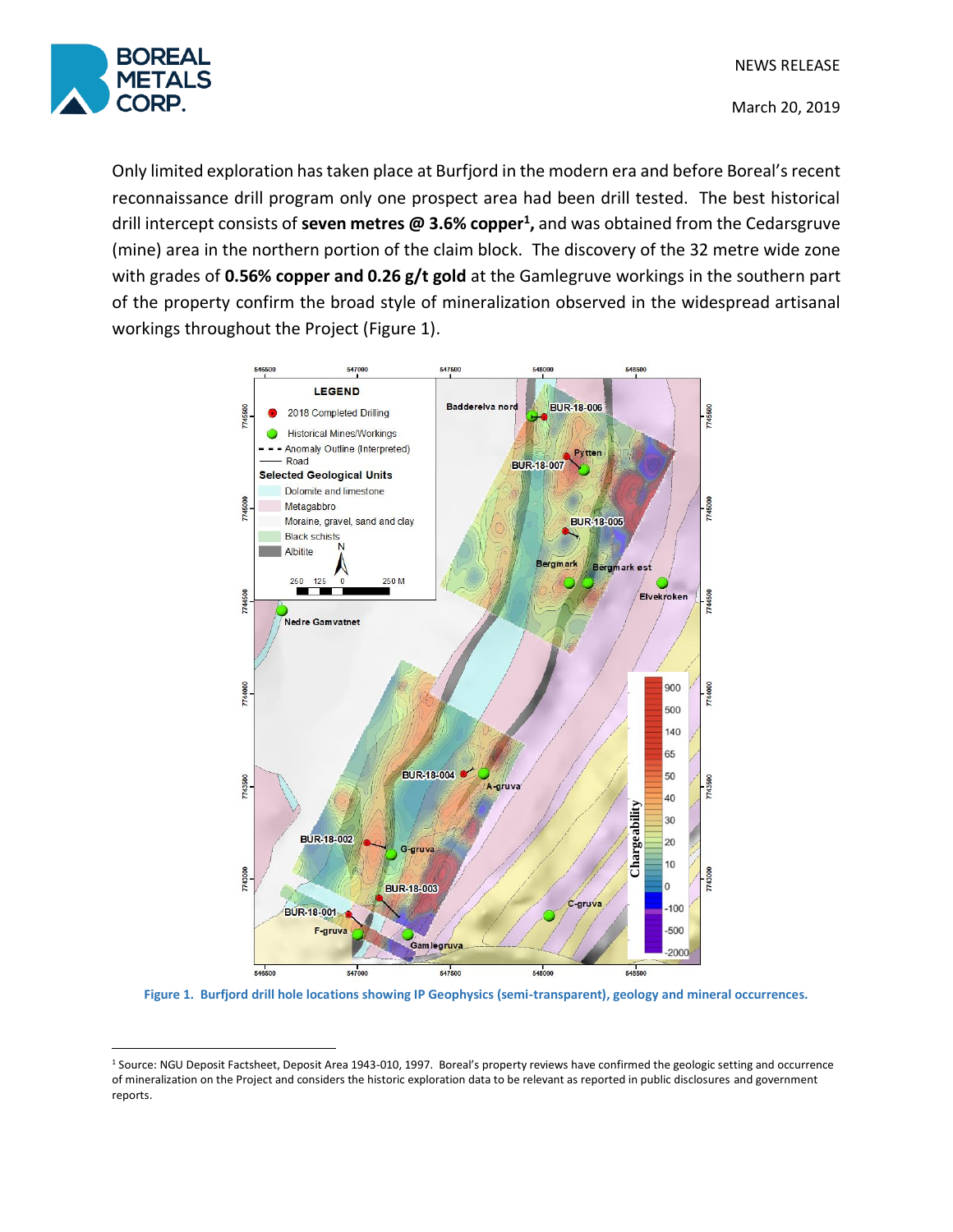Only limited exploration has taken place at Burfjord in the modern era and before Boreal's recent reconnaissance drill program only one prospect area had been drill tested. The best historical drill intercept consists of **seven metres @ 3.6% copper[1],** and was obtained from the Cedarsgruve (mine) area in the northern portion of the claim block. The discovery of the 32 metre wide zone with grades of **0.56% copper and 0.26 g/t gold** at the Gamlegruve workings in the southern part of the property confirm the broad style of mineralization observed in the widespread artisanal workings throughout the Project (Figure 1).

**Figure 1. Burfjord drill hole locations showing IP Geophysics (semi-transparent), geology and mineral occurrences.**

[1] Source: NGU Deposit Factsheet, Deposit Area 1943-010, 1997. Boreal's property reviews have confirmed the geologic setting and occurrence of mineralization on the Project and considers the historic exploration data to be relevant as reported in public disclosures and government reports.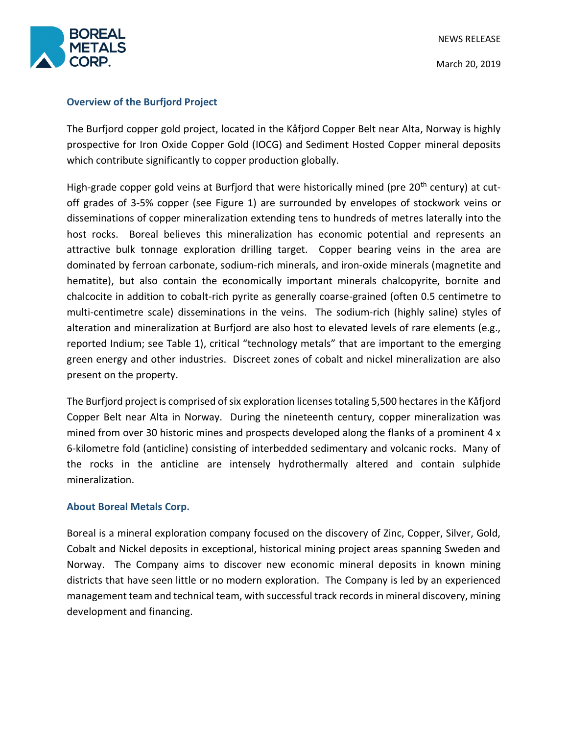## Overview of the Burfjord Project

The Burfjord copper gold project, located in the Kåfjord Copper Belt near Alta, Norway is highly prospective for Iron Oxide Copper Gold (IOCG) and Sediment Hosted Copper mineral deposits which contribute significantly to copper production globally.

High-grade copper gold veins at Burfjord that were historically mined (pre 20$^{th}$ century) at cut-off grades of 3-5% copper (see Figure 1) are surrounded by envelopes of stockwork veins or disseminations of copper mineralization extending tens to hundreds of metres laterally into the host rocks. Boreal believes this mineralization has economic potential and represents an attractive bulk tonnage exploration drilling target. Copper bearing veins in the area are dominated by ferroan carbonate, sodium-rich minerals, and iron-oxide minerals (magnetite and hematite), but also contain the economically important minerals chalcopyrite, bornite and chalcocite in addition to cobalt-rich pyrite as generally coarse-grained (often 0.5 centimetre to multi-centimetre scale) disseminations in the veins. The sodium-rich (highly saline) styles of alteration and mineralization at Burfjord are also host to elevated levels of rare elements (e.g., reported Indium; see Table 1), critical "technology metals" that are important to the emerging green energy and other industries. Discreet zones of cobalt and nickel mineralization are also present on the property.

The Burfjord project is comprised of six exploration licenses totaling 5,500 hectares in the Kåfjord Copper Belt near Alta in Norway. During the nineteenth century, copper mineralization was mined from over 30 historic mines and prospects developed along the flanks of a prominent 4 x 6-kilometre fold (anticline) consisting of interbedded sedimentary and volcanic rocks. Many of the rocks in the anticline are intensely hydrothermally altered and contain sulphide mineralization.

## About Boreal Metals Corp.

Boreal is a mineral exploration company focused on the discovery of Zinc, Copper, Silver, Gold, Cobalt and Nickel deposits in exceptional, historical mining project areas spanning Sweden and Norway. The Company aims to discover new economic mineral deposits in known mining districts that have seen little or no modern exploration. The Company is led by an experienced management team and technical team, with successful track records in mineral discovery, mining development and financing.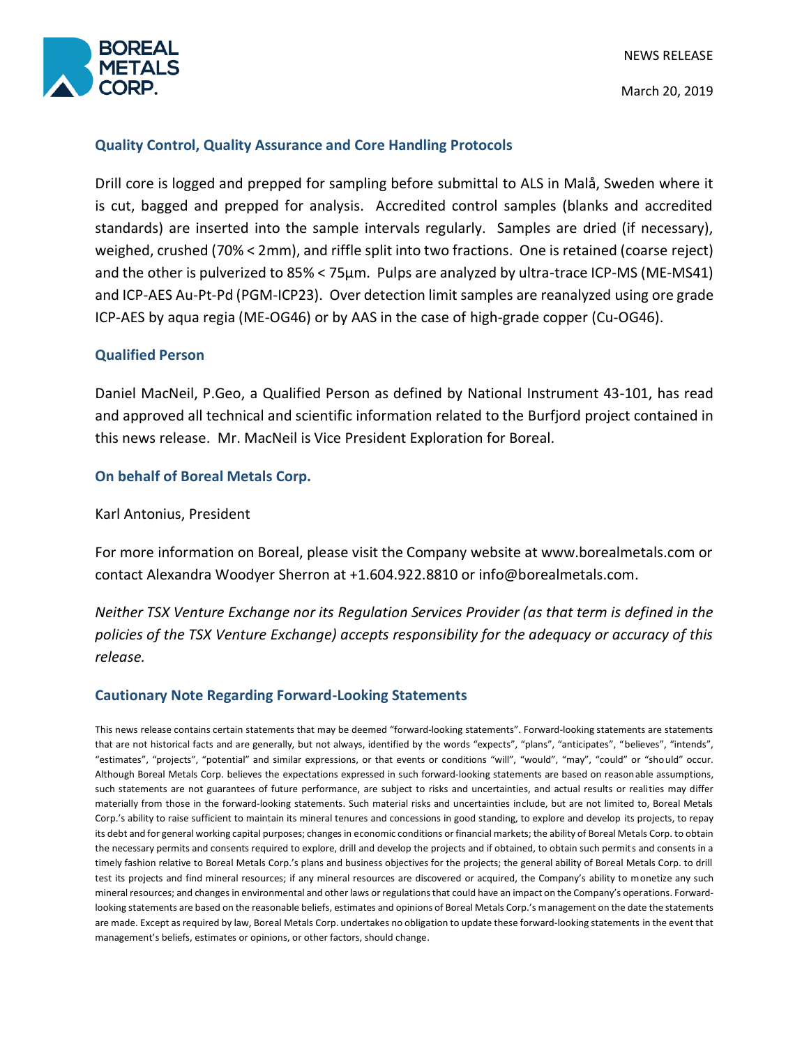### Quality Control, Quality Assurance and Core Handling Protocols

Drill core is logged and prepped for sampling before submittal to ALS in Malå, Sweden where it is cut, bagged and prepped for analysis. Accredited control samples (blanks and accredited standards) are inserted into the sample intervals regularly. Samples are dried (if necessary), weighed, crushed (70% < 2mm), and riffle split into two fractions. One is retained (coarse reject) and the other is pulverized to 85% < 75µm. Pulps are analyzed by ultra-trace ICP-MS (ME-MS41) and ICP-AES Au-Pt-Pd (PGM-ICP23). Over detection limit samples are reanalyzed using ore grade ICP-AES by aqua regia (ME-OG46) or by AAS in the case of high-grade copper (Cu-OG46).

### Qualified Person

Daniel MacNeil, P.Geo, a Qualified Person as defined by National Instrument 43-101, has read and approved all technical and scientific information related to the Burfjord project contained in this news release. Mr. MacNeil is Vice President Exploration for Boreal.

### On behalf of Boreal Metals Corp.

Karl Antonius, President

For more information on Boreal, please visit the Company website at www.borealmetals.com or contact Alexandra Woodyer Sherron at +1.604.922.8810 or info@borealmetals.com.

*Neither TSX Venture Exchange nor its Regulation Services Provider (as that term is defined in the policies of the TSX Venture Exchange) accepts responsibility for the adequacy or accuracy of this release.*

### Cautionary Note Regarding Forward-Looking Statements

This news release contains certain statements that may be deemed "forward-looking statements". Forward-looking statements are statements that are not historical facts and are generally, but not always, identified by the words "expects", "plans", "anticipates", "believes", "intends", "estimates", "projects", "potential" and similar expressions, or that events or conditions "will", "would", "may", "could" or "should" occur. Although Boreal Metals Corp. believes the expectations expressed in such forward-looking statements are based on reasonable assumptions, such statements are not guarantees of future performance, are subject to risks and uncertainties, and actual results or realities may differ materially from those in the forward-looking statements. Such material risks and uncertainties include, but are not limited to, Boreal Metals Corp.'s ability to raise sufficient to maintain its mineral tenures and concessions in good standing, to explore and develop its projects, to repay its debt and for general working capital purposes; changes in economic conditions or financial markets; the ability of Boreal Metals Corp. to obtain the necessary permits and consents required to explore, drill and develop the projects and if obtained, to obtain such permits and consents in a timely fashion relative to Boreal Metals Corp.'s plans and business objectives for the projects; the general ability of Boreal Metals Corp. to drill test its projects and find mineral resources; if any mineral resources are discovered or acquired, the Company's ability to monetize any such mineral resources; and changes in environmental and other laws or regulations that could have an impact on the Company's operations. Forward-looking statements are based on the reasonable beliefs, estimates and opinions of Boreal Metals Corp.'s management on the date the statements are made. Except as required by law, Boreal Metals Corp. undertakes no obligation to update these forward-looking statements in the event that management's beliefs, estimates or opinions, or other factors, should change.